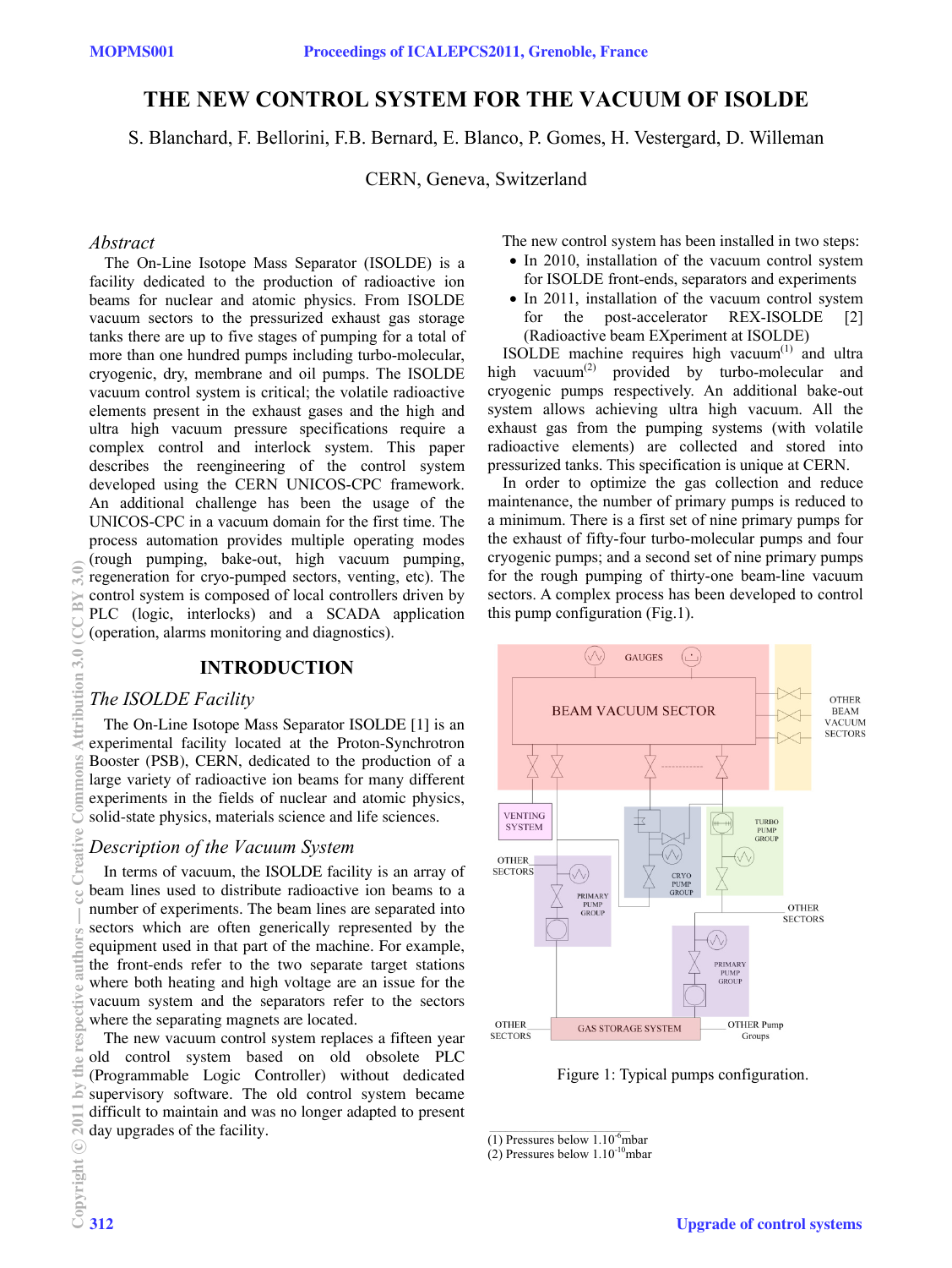# THE NEW CONTROL SYSTEM FOR THE VACUUM OF ISOLDE

S. Blanchard, F. Bellorini, F.B. Bernard, E. Blanco, P. Gomes, H. Vestergard, D. Willeman

CERN, Geneva, Switzerland

## *Abstract*

The On-Line Isotope Mass Separator (ISOLDE) is a facility dedicated to the production of radioactive ion beams for nuclear and atomic physics. From ISOLDE vacuum sectors to the pressurized exhaust gas storage tanks there are up to five stages of pumping for a total of more than one hundred pumps including turbo-molecular, cryogenic, dry, membrane and oil pumps. The ISOLDE vacuum control system is critical; the volatile radioactive elements present in the exhaust gases and the high and ultra high vacuum pressure specifications require a complex control and interlock system. This paper describes the reengineering of the control system developed using the CERN UNICOS-CPC framework. An additional challenge has been the usage of the UNICOS-CPC in a vacuum domain for the first time. The process automation provides multiple operating modes (rough pumping, bake-out, high vacuum pumping, regeneration for cryo-pumped sectors, venting, etc). The control system is composed of local controllers driven by PLC (logic, interlocks) and a SCADA application (operation, alarms monitoring and diagnostics).

## INTRODUCTION

### *The ISOLDE Facility*

The On-Line Isotope Mass Separator ISOLDE [1] is an experimental facility located at the Proton-Synchrotron Booster (PSB), CERN, dedicated to the production of a large variety of radioactive ion beams for many different experiments in the fields of nuclear and atomic physics, solid-state physics, materials science and life sciences.

### *Description of the Vacuum System*

In terms of vacuum, the ISOLDE facility is an array of beam lines used to distribute radioactive ion beams to a number of experiments. The beam lines are separated into sectors which are often generically represented by the equipment used in that part of the machine. For example, the front-ends refer to the two separate target stations where both heating and high voltage are an issue for the vacuum system and the separators refer to the sectors where the separating magnets are located.

The new vacuum control system replaces a fifteen year old control system based on old obsolete PLC (Programmable Logic Controller) without dedicated supervisory software. The old control system became difficult to maintain and was no longer adapted to present day upgrades of the facility.

The new control system has been installed in two steps:

- In 2010, installation of the vacuum control system for ISOLDE front-ends, separators and experiments
- In 2011, installation of the vacuum control system for the post-accelerator REX-ISOLDE [2] (Radioactive beam EXperiment at ISOLDE)

ISOLDE machine requires high vacuum(1) and ultra high vacuum(2) provided by turbo-molecular and cryogenic pumps respectively. An additional bake-out system allows achieving ultra high vacuum. All the exhaust gas from the pumping systems (with volatile radioactive elements) are collected and stored into pressurized tanks. This specification is unique at CERN.

In order to optimize the gas collection and reduce maintenance, the number of primary pumps is reduced to a minimum. There is a first set of nine primary pumps for the exhaust of fifty-four turbo-molecular pumps and four cryogenic pumps; and a second set of nine primary pumps for the rough pumping of thirty-one beam-line vacuum sectors. A complex process has been developed to control this pump configuration (Fig.1).

Figure 1: Typical pumps configuration.

(1) Pressures below $1.10^{-6}$mbar
(2) Pressures below $1.10^{-10}$mbar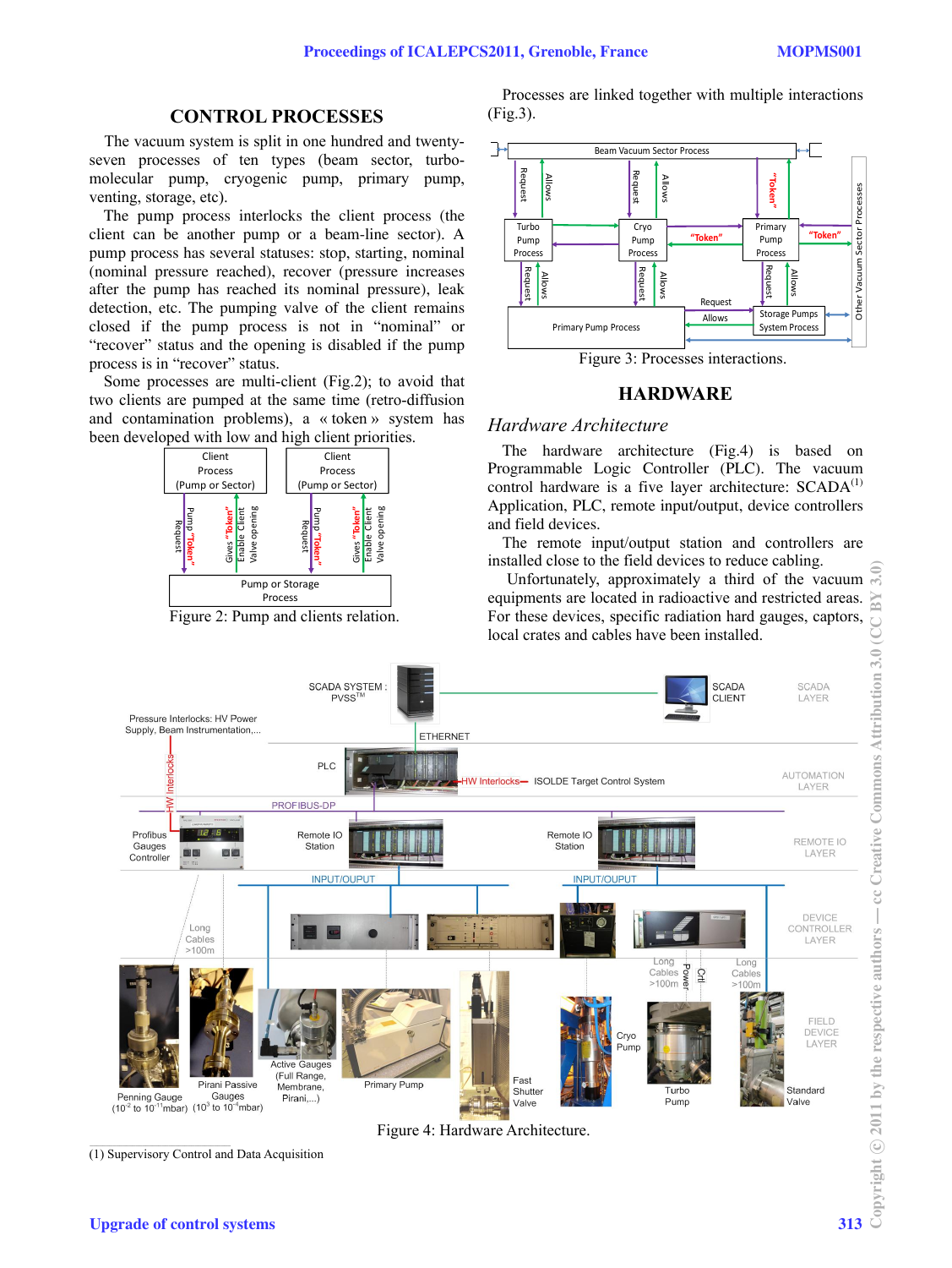## CONTROL PROCESSES

The vacuum system is split in one hundred and twenty-seven processes of ten types (beam sector, turbo-molecular pump, cryogenic pump, primary pump, venting, storage, etc).

The pump process interlocks the client process (the client can be another pump or a beam-line sector). A pump process has several statuses: stop, starting, nominal (nominal pressure reached), recover (pressure increases after the pump has reached its nominal pressure), leak detection, etc. The pumping valve of the client remains closed if the pump process is not in "nominal" or "recover" status and the opening is disabled if the pump process is in "recover" status.

Some processes are multi-client (Fig.2); to avoid that two clients are pumped at the same time (retro-diffusion and contamination problems), a « token » system has been developed with low and high client priorities.

Figure 2: Pump and clients relation.

Processes are linked together with multiple interactions (Fig.3).

Figure 3: Processes interactions.

## HARDWARE

### *Hardware Architecture*

The hardware architecture (Fig.4) is based on Programmable Logic Controller (PLC). The vacuum control hardware is a five layer architecture: SCADA[(1)] Application, PLC, remote input/output, device controllers and field devices.

The remote input/output station and controllers are installed close to the field devices to reduce cabling.

Unfortunately, approximately a third of the vacuum equipments are located in radioactive and restricted areas. For these devices, specific radiation hard gauges, captors, local crates and cables have been installed.

Figure 4: Hardware Architecture.

(1) Supervisory Control and Data Acquisition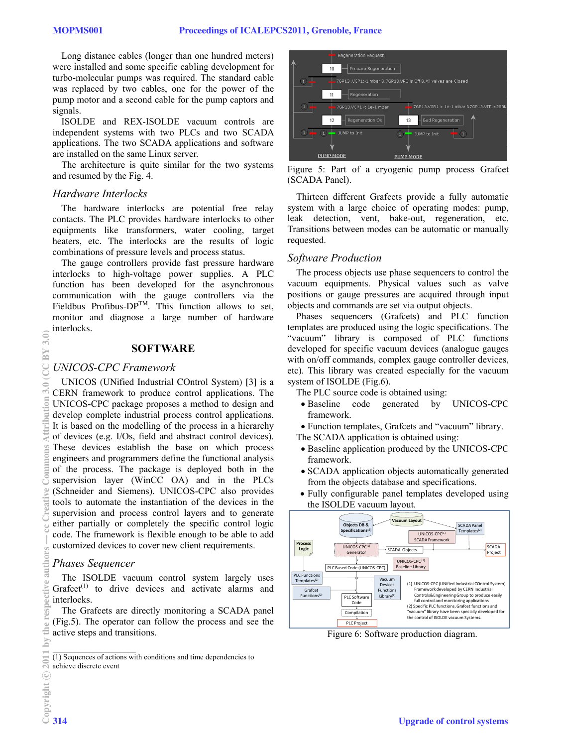Long distance cables (longer than one hundred meters) were installed and some specific cabling development for turbo-molecular pumps was required. The standard cable was replaced by two cables, one for the power of the pump motor and a second cable for the pump captors and signals.

ISOLDE and REX-ISOLDE vacuum controls are independent systems with two PLCs and two SCADA applications. The two SCADA applications and software are installed on the same Linux server.

The architecture is quite similar for the two systems and resumed by the Fig. 4.

### *Hardware Interlocks*

The hardware interlocks are potential free relay contacts. The PLC provides hardware interlocks to other equipments like transformers, water cooling, target heaters, etc. The interlocks are the results of logic combinations of pressure levels and process status.

The gauge controllers provide fast pressure hardware interlocks to high-voltage power supplies. A PLC function has been developed for the asynchronous communication with the gauge controllers via the Fieldbus Profibus-DP™. This function allows to set, monitor and diagnose a large number of hardware interlocks.

## SOFTWARE

### *UNICOS-CPC Framework*

UNICOS (UNified Industrial COntrol System) [3] is a CERN framework to produce control applications. The UNICOS-CPC package proposes a method to design and develop complete industrial process control applications. It is based on the modelling of the process in a hierarchy of devices (e.g. I/Os, field and abstract control devices). These devices establish the base on which process engineers and programmers define the functional analysis of the process. The package is deployed both in the supervision layer (WinCC OA) and in the PLCs (Schneider and Siemens). UNICOS-CPC also provides tools to automate the instantiation of the devices in the supervision and process control layers and to generate either partially or completely the specific control logic code. The framework is flexible enough to be able to add customized devices to cover new client requirements.

### *Phases Sequencer*

The ISOLDE vacuum control system largely uses Grafcet[(1)] to drive devices and activate alarms and interlocks.

The Grafcets are directly monitoring a SCADA panel (Fig.5). The operator can follow the process and see the active steps and transitions.

(1) Sequences of actions with conditions and time dependencies to achieve discrete event

Figure 5: Part of a cryogenic pump process Grafcet (SCADA Panel).

Thirteen different Grafcets provide a fully automatic system with a large choice of operating modes: pump, leak detection, vent, bake-out, regeneration, etc. Transitions between modes can be automatic or manually requested.

### *Software Production*

The process objects use phase sequencers to control the vacuum equipments. Physical values such as valve positions or gauge pressures are acquired through input objects and commands are set via output objects.

Phases sequencers (Grafcets) and PLC function templates are produced using the logic specifications. The "vacuum" library is composed of PLC functions developed for specific vacuum devices (analogue gauges with on/off commands, complex gauge controller devices, etc). This library was created especially for the vacuum system of ISOLDE (Fig.6).

The PLC source code is obtained using:

- Baseline code generated by UNICOS-CPC framework.
- Function templates, Grafcets and "vacuum" library.

The SCADA application is obtained using:

- Baseline application produced by the UNICOS-CPC framework.
- SCADA application objects automatically generated from the objects database and specifications.
- Fully configurable panel templates developed using the ISOLDE vacuum layout.

Figure 6: Software production diagram.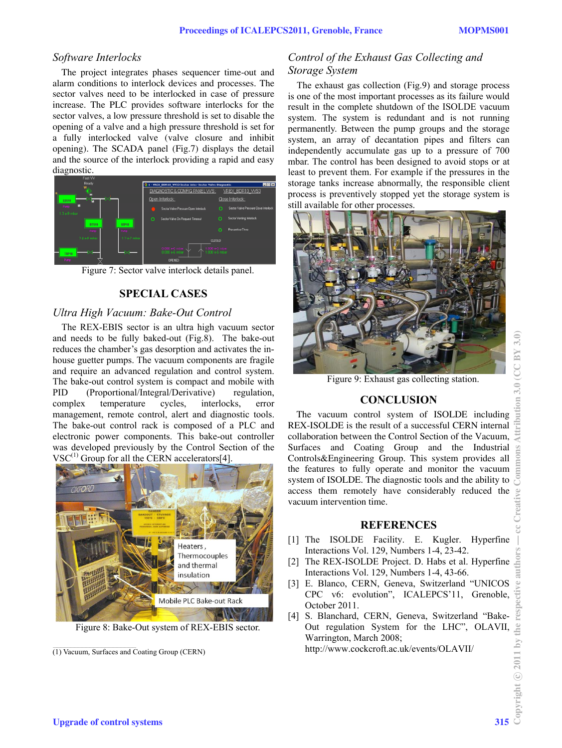### *Software Interlocks*

The project integrates phases sequencer time-out and alarm conditions to interlock devices and processes. The sector valves need to be interlocked in case of pressure increase. The PLC provides software interlocks for the sector valves, a low pressure threshold is set to disable the opening of a valve and a high pressure threshold is set for a fully interlocked valve (valve closure and inhibit opening). The SCADA panel (Fig.7) displays the detail and the source of the interlock providing a rapid and easy diagnostic.

Figure 7: Sector valve interlock details panel.

## SPECIAL CASES

### *Ultra High Vacuum: Bake-Out Control*

The REX-EBIS sector is an ultra high vacuum sector and needs to be fully baked-out (Fig.8). The bake-out reduces the chamber's gas desorption and activates the in-house guetter pumps. The vacuum components are fragile and require an advanced regulation and control system. The bake-out control system is compact and mobile with PID (Proportional/Integral/Derivative) regulation, complex temperature cycles, interlocks, error management, remote control, alert and diagnostic tools. The bake-out control rack is composed of a PLC and electronic power components. This bake-out controller was developed previously by the Control Section of the VSC[1] Group for all the CERN accelerators[4].

Figure 8: Bake-Out system of REX-EBIS sector.

(1) Vacuum, Surfaces and Coating Group (CERN)

### *Control of the Exhaust Gas Collecting and Storage System*

The exhaust gas collection (Fig.9) and storage process is one of the most important processes as its failure would result in the complete shutdown of the ISOLDE vacuum system. The system is redundant and is not running permanently. Between the pump groups and the storage system, an array of decantation pipes and filters can independently accumulate gas up to a pressure of 700 mbar. The control has been designed to avoid stops or at least to prevent them. For example if the pressures in the storage tanks increase abnormally, the responsible client process is preventively stopped yet the storage system is still available for other processes.

Figure 9: Exhaust gas collecting station.

## CONCLUSION

The vacuum control system of ISOLDE including REX-ISOLDE is the result of a successful CERN internal collaboration between the Control Section of the Vacuum, Surfaces and Coating Group and the Industrial Controls&Engineering Group. This system provides all the features to fully operate and monitor the vacuum system of ISOLDE. The diagnostic tools and the ability to access them remotely have considerably reduced the vacuum intervention time.

## REFERENCES

[1] The ISOLDE Facility. E. Kugler. Hyperfine Interactions Vol. 129, Numbers 1-4, 23-42.

[2] The REX-ISOLDE Project. D. Habs et al. Hyperfine Interactions Vol. 129, Numbers 1-4, 43-66.

[3] E. Blanco, CERN, Geneva, Switzerland "UNICOS CPC v6: evolution", ICALEPCS'11, Grenoble, October 2011.

[4] S. Blanchard, CERN, Geneva, Switzerland "Bake-Out regulation System for the LHC", OLAVII, Warrington, March 2008; http://www.cockcroft.ac.uk/events/OLAVII/